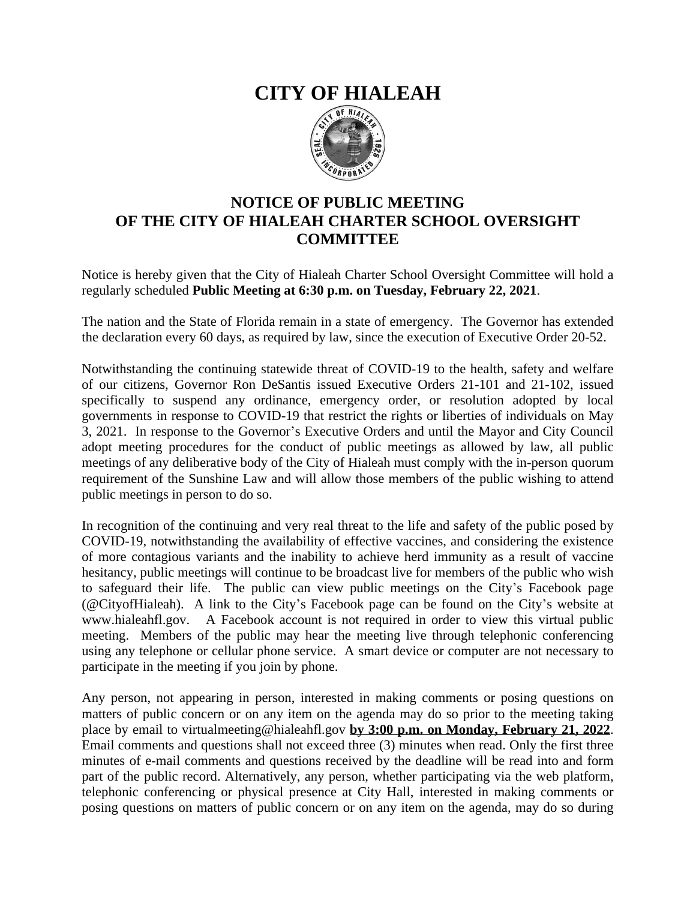# CITY OF HIALEAH

## NOTICE OF PUBLIC MEETING OF THE CITY OF HIALEAH CHARTER SCHOOL OVERSIGHT COMMITTEE

Notice is hereby given that the City of Hialeah Charter School Oversight Committee will hold a regularly scheduled **Public Meeting at 6:30 p.m. on Tuesday, February 22, 2021**.

The nation and the State of Florida remain in a state of emergency. The Governor has extended the declaration every 60 days, as required by law, since the execution of Executive Order 20-52.

Notwithstanding the continuing statewide threat of COVID-19 to the health, safety and welfare of our citizens, Governor Ron DeSantis issued Executive Orders 21-101 and 21-102, issued specifically to suspend any ordinance, emergency order, or resolution adopted by local governments in response to COVID-19 that restrict the rights or liberties of individuals on May 3, 2021. In response to the Governor's Executive Orders and until the Mayor and City Council adopt meeting procedures for the conduct of public meetings as allowed by law, all public meetings of any deliberative body of the City of Hialeah must comply with the in-person quorum requirement of the Sunshine Law and will allow those members of the public wishing to attend public meetings in person to do so.

In recognition of the continuing and very real threat to the life and safety of the public posed by COVID-19, notwithstanding the availability of effective vaccines, and considering the existence of more contagious variants and the inability to achieve herd immunity as a result of vaccine hesitancy, public meetings will continue to be broadcast live for members of the public who wish to safeguard their life. The public can view public meetings on the City's Facebook page (@CityofHialeah). A link to the City's Facebook page can be found on the City's website at www.hialeahfl.gov. A Facebook account is not required in order to view this virtual public meeting. Members of the public may hear the meeting live through telephonic conferencing using any telephone or cellular phone service. A smart device or computer are not necessary to participate in the meeting if you join by phone.

Any person, not appearing in person, interested in making comments or posing questions on matters of public concern or on any item on the agenda may do so prior to the meeting taking place by email to virtualmeeting@hialeahfl.gov **by 3:00 p.m. on Monday, February 21, 2022**. Email comments and questions shall not exceed three (3) minutes when read. Only the first three minutes of e-mail comments and questions received by the deadline will be read into and form part of the public record. Alternatively, any person, whether participating via the web platform, telephonic conferencing or physical presence at City Hall, interested in making comments or posing questions on matters of public concern or on any item on the agenda, may do so during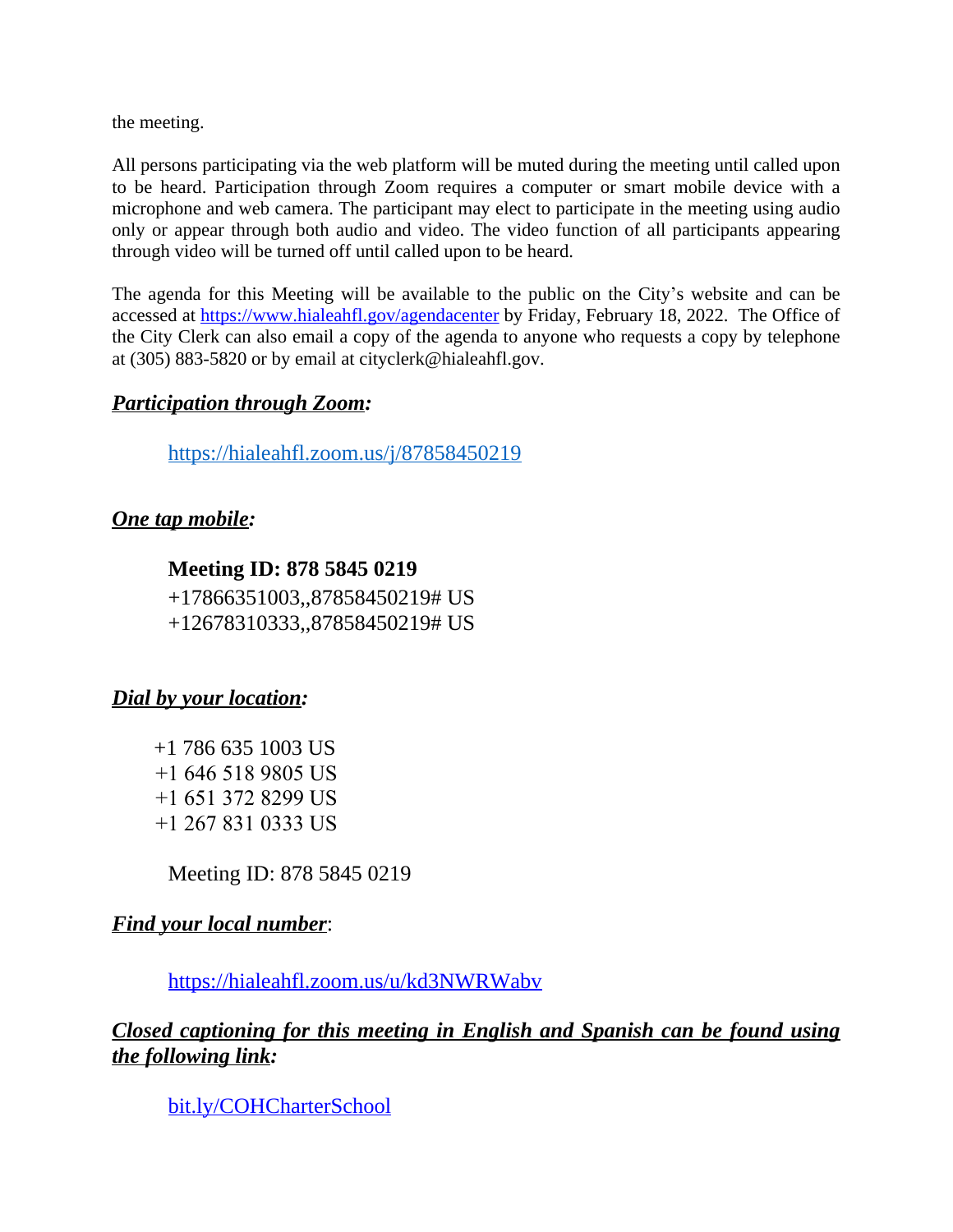the meeting.

All persons participating via the web platform will be muted during the meeting until called upon to be heard. Participation through Zoom requires a computer or smart mobile device with a microphone and web camera. The participant may elect to participate in the meeting using audio only or appear through both audio and video. The video function of all participants appearing through video will be turned off until called upon to be heard.

The agenda for this Meeting will be available to the public on the City's website and can be accessed at https://www.hialeahfl.gov/agendacenter by Friday, February 18, 2022. The Office of the City Clerk can also email a copy of the agenda to anyone who requests a copy by telephone at (305) 883-5820 or by email at cityclerk@hialeahfl.gov.

***Participation through Zoom:***

https://hialeahfl.zoom.us/j/87858450219

***One tap mobile:***

**Meeting ID: 878 5845 0219**
+17866351003,,87858450219# US
+12678310333,,87858450219# US

***Dial by your location:***

+1 786 635 1003 US
+1 646 518 9805 US
+1 651 372 8299 US
+1 267 831 0333 US

Meeting ID: 878 5845 0219

***Find your local number***:

https://hialeahfl.zoom.us/u/kd3NWRWabv

***Closed captioning for this meeting in English and Spanish can be found using the following link:***

bit.ly/COHCharterSchool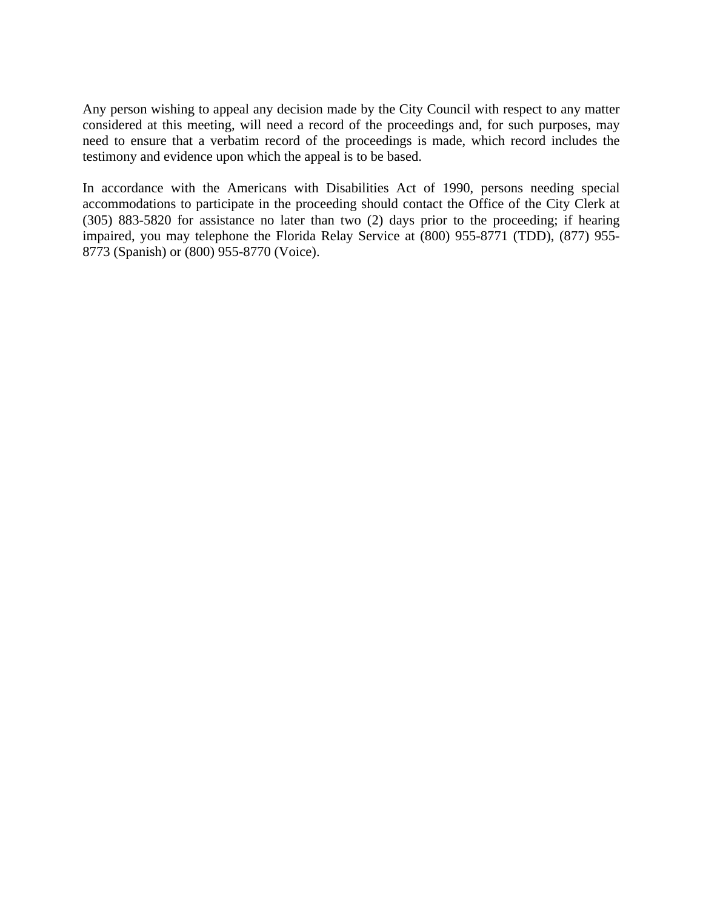Any person wishing to appeal any decision made by the City Council with respect to any matter considered at this meeting, will need a record of the proceedings and, for such purposes, may need to ensure that a verbatim record of the proceedings is made, which record includes the testimony and evidence upon which the appeal is to be based.

In accordance with the Americans with Disabilities Act of 1990, persons needing special accommodations to participate in the proceeding should contact the Office of the City Clerk at (305) 883-5820 for assistance no later than two (2) days prior to the proceeding; if hearing impaired, you may telephone the Florida Relay Service at (800) 955-8771 (TDD), (877) 955-8773 (Spanish) or (800) 955-8770 (Voice).